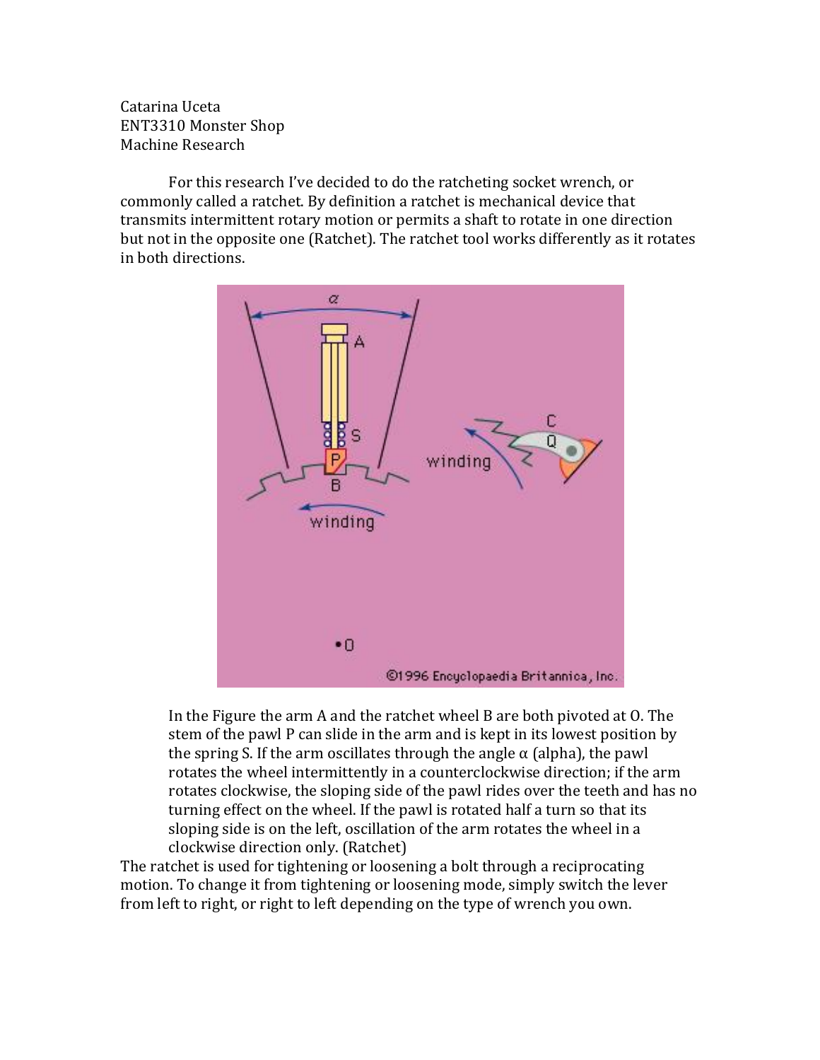Catarina Uceta
ENT3310 Monster Shop
Machine Research

For this research I've decided to do the ratcheting socket wrench, or commonly called a ratchet. By definition a ratchet is mechanical device that transmits intermittent rotary motion or permits a shaft to rotate in one direction but not in the opposite one (Ratchet). The ratchet tool works differently as it rotates in both directions.

> In the Figure the arm A and the ratchet wheel B are both pivoted at O. The stem of the pawl P can slide in the arm and is kept in its lowest position by the spring S. If the arm oscillates through the angle α (alpha), the pawl rotates the wheel intermittently in a counterclockwise direction; if the arm rotates clockwise, the sloping side of the pawl rides over the teeth and has no turning effect on the wheel. If the pawl is rotated half a turn so that its sloping side is on the left, oscillation of the arm rotates the wheel in a clockwise direction only. (Ratchet)

The ratchet is used for tightening or loosening a bolt through a reciprocating motion. To change it from tightening or loosening mode, simply switch the lever from left to right, or right to left depending on the type of wrench you own.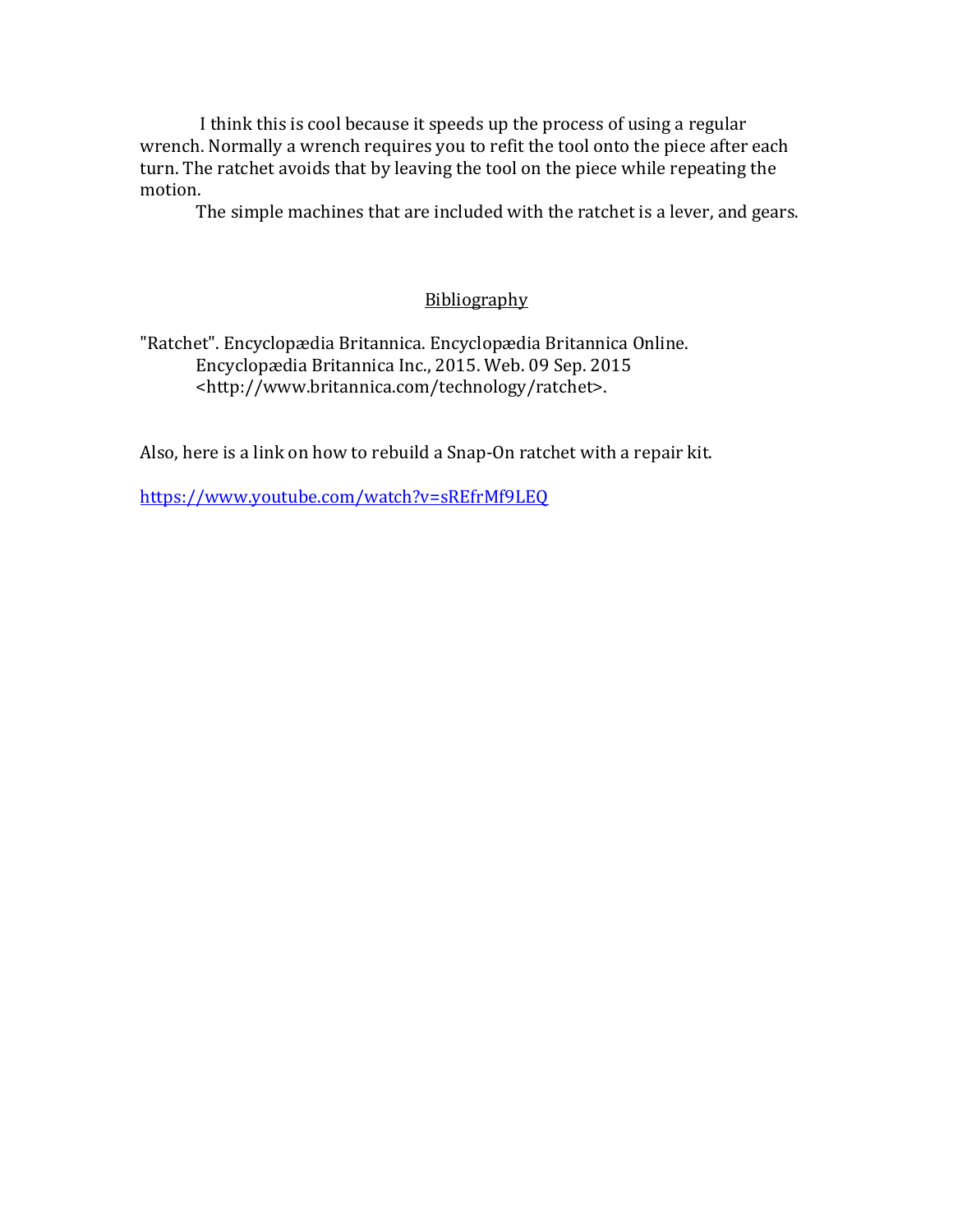I think this is cool because it speeds up the process of using a regular wrench. Normally a wrench requires you to refit the tool onto the piece after each turn. The ratchet avoids that by leaving the tool on the piece while repeating the motion.

The simple machines that are included with the ratchet is a lever, and gears.

## Bibliography

"Ratchet". Encyclopædia Britannica. Encyclopædia Britannica Online. Encyclopædia Britannica Inc., 2015. Web. 09 Sep. 2015 <http://www.britannica.com/technology/ratchet>.

Also, here is a link on how to rebuild a Snap-On ratchet with a repair kit.

https://www.youtube.com/watch?v=sREfrMf9LEQ